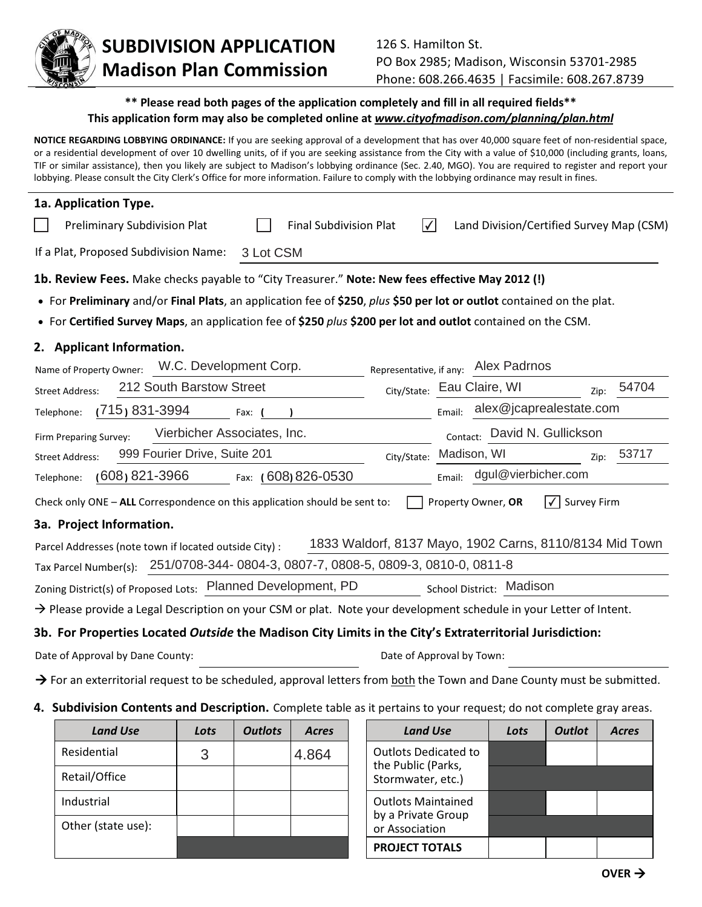# SUBDIVISION APPLICATION
## Madison Plan Commission

126 S. Hamilton St.
PO Box 2985; Madison, Wisconsin 53701-2985
Phone: 608.266.4635 | Facsimile: 608.267.8739

**\*\* Please read both pages of the application completely and fill in all required fields\*\***
**This application form may also be completed online at *www.cityofmadison.com/planning/plan.html***

**NOTICE REGARDING LOBBYING ORDINANCE:** If you are seeking approval of a development that has over 40,000 square feet of non-residential space, or a residential development of over 10 dwelling units, of if you are seeking assistance from the City with a value of $10,000 (including grants, loans, TIF or similar assistance), then you likely are subject to Madison's lobbying ordinance (Sec. 2.40, MGO). You are required to register and report your lobbying. Please consult the City Clerk's Office for more information. Failure to comply with the lobbying ordinance may result in fines.

### 1a. Application Type.

☐ Preliminary Subdivision Plat ☐ Final Subdivision Plat ☑ Land Division/Certified Survey Map (CSM)

If a Plat, Proposed Subdivision Name: 3 Lot CSM

### 1b. Review Fees.

Make checks payable to "City Treasurer." **Note: New fees effective May 2012 (!)**

- For **Preliminary** and/or **Final Plats**, an application fee of **$250**, *plus* **$50 per lot or outlot** contained on the plat.
- For **Certified Survey Maps**, an application fee of **$250** *plus* **$200 per lot and outlot** contained on the CSM.

### 2. Applicant Information.

Name of Property Owner: W.C. Development Corp. Representative, if any: Alex Padrnos

Street Address: 212 South Barstow Street City/State: Eau Claire, WI Zip: 54704

Telephone: (715) 831-3994 Fax: ( ) Email: alex@jcaprealestate.com

Firm Preparing Survey: Vierbicher Associates, Inc. Contact: David N. Gullickson

Street Address: 999 Fourier Drive, Suite 201 City/State: Madison, WI Zip: 53717

Telephone: (608) 821-3966 Fax: (608) 826-0530 Email: dgul@vierbicher.com

Check only ONE – **ALL** Correspondence on this application should be sent to: ☐ Property Owner, **OR** ☑ Survey Firm

### 3a. Project Information.

Parcel Addresses (note town if located outside City) : 1833 Waldorf, 8137 Mayo, 1902 Carns, 8110/8134 Mid Town

Tax Parcel Number(s): 251/0708-344- 0804-3, 0807-7, 0808-5, 0809-3, 0810-0, 0811-8

Zoning District(s) of Proposed Lots: Planned Development, PD School District: Madison

→ Please provide a Legal Description on your CSM or plat. Note your development schedule in your Letter of Intent.

### 3b. For Properties Located *Outside* the Madison City Limits in the City's Extraterritorial Jurisdiction:

Date of Approval by Dane County: Date of Approval by Town:

→ For an exterritorial request to be scheduled, approval letters from both the Town and Dane County must be submitted.

### 4. Subdivision Contents and Description.

Complete table as it pertains to your request; do not complete gray areas.

| *Land Use* | *Lots* | *Outlots* | *Acres* |
|---|---|---|---|
| Residential | 3 | | 4.864 |
| Retail/Office | | | |
| Industrial | | | |
| Other (state use): | | | |
| | | | |

| *Land Use* | *Lots* | *Outlot* | *Acres* |
|---|---|---|---|
| Outlots Dedicated to the Public (Parks, Stormwater, etc.) | | | |
| Outlots Maintained by a Private Group or Association | | | |
| **PROJECT TOTALS** | | | |

**OVER →**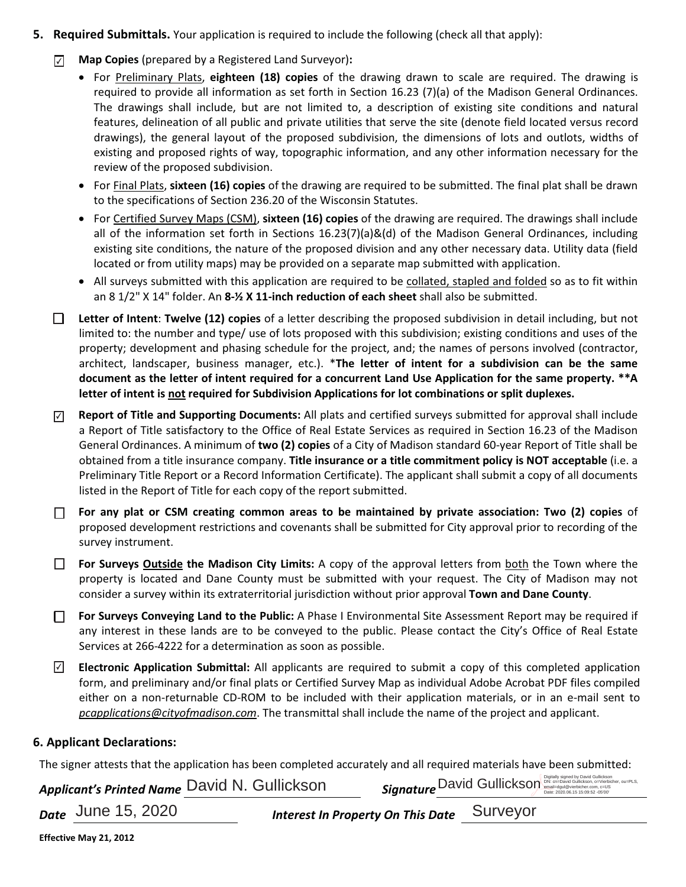**5. Required Submittals.** Your application is required to include the following (check all that apply):

☑ **Map Copies** (prepared by a Registered Land Surveyor)**:**

- For Preliminary Plats, **eighteen (18) copies** of the drawing drawn to scale are required. The drawing is required to provide all information as set forth in Section 16.23 (7)(a) of the Madison General Ordinances. The drawings shall include, but are not limited to, a description of existing site conditions and natural features, delineation of all public and private utilities that serve the site (denote field located versus record drawings), the general layout of the proposed subdivision, the dimensions of lots and outlots, widths of existing and proposed rights of way, topographic information, and any other information necessary for the review of the proposed subdivision.
- For Final Plats, **sixteen (16) copies** of the drawing are required to be submitted. The final plat shall be drawn to the specifications of Section 236.20 of the Wisconsin Statutes.
- For Certified Survey Maps (CSM), **sixteen (16) copies** of the drawing are required. The drawings shall include all of the information set forth in Sections 16.23(7)(a)&(d) of the Madison General Ordinances, including existing site conditions, the nature of the proposed division and any other necessary data. Utility data (field located or from utility maps) may be provided on a separate map submitted with application.
- All surveys submitted with this application are required to be collated, stapled and folded so as to fit within an 8 1/2" X 14" folder. An **8-½ X 11-inch reduction of each sheet** shall also be submitted.

☐ **Letter of Intent**: **Twelve (12) copies** of a letter describing the proposed subdivision in detail including, but not limited to: the number and type/ use of lots proposed with this subdivision; existing conditions and uses of the property; development and phasing schedule for the project, and; the names of persons involved (contractor, architect, landscaper, business manager, etc.). ***The letter of intent for a subdivision can be the same document as the letter of intent required for a concurrent Land Use Application for the same property. **A letter of intent is not required for Subdivision Applications for lot combinations or split duplexes.**

☑ **Report of Title and Supporting Documents:** All plats and certified surveys submitted for approval shall include a Report of Title satisfactory to the Office of Real Estate Services as required in Section 16.23 of the Madison General Ordinances. A minimum of **two (2) copies** of a City of Madison standard 60-year Report of Title shall be obtained from a title insurance company. **Title insurance or a title commitment policy is NOT acceptable** (i.e. a Preliminary Title Report or a Record Information Certificate). The applicant shall submit a copy of all documents listed in the Report of Title for each copy of the report submitted.

☐ **For any plat or CSM creating common areas to be maintained by private association: Two (2) copies** of proposed development restrictions and covenants shall be submitted for City approval prior to recording of the survey instrument.

☐ **For Surveys Outside the Madison City Limits:** A copy of the approval letters from both the Town where the property is located and Dane County must be submitted with your request. The City of Madison may not consider a survey within its extraterritorial jurisdiction without prior approval **Town and Dane County**.

☐ **For Surveys Conveying Land to the Public:** A Phase I Environmental Site Assessment Report may be required if any interest in these lands are to be conveyed to the public. Please contact the City's Office of Real Estate Services at 266-4222 for a determination as soon as possible.

☑ **Electronic Application Submittal:** All applicants are required to submit a copy of this completed application form, and preliminary and/or final plats or Certified Survey Map as individual Adobe Acrobat PDF files compiled either on a non-returnable CD-ROM to be included with their application materials, or in an e-mail sent to *pcapplications@cityofmadison.com*. The transmittal shall include the name of the project and applicant.

**6. Applicant Declarations:**

The signer attests that the application has been completed accurately and all required materials have been submitted:

***Applicant's Printed Name*** David N. Gullickson ***Signature*** David Gullickson Digitally signed by David Gullickson DN: cn=David Gullickson, o=Vierbicher, ou=PLS, email=dgul@vierbicher.com, c=US Date: 2020.06.15 15:09:52 -05'00'

***Date*** June 15, 2020 ***Interest In Property On This Date*** Surveyor

**Effective May 21, 2012**